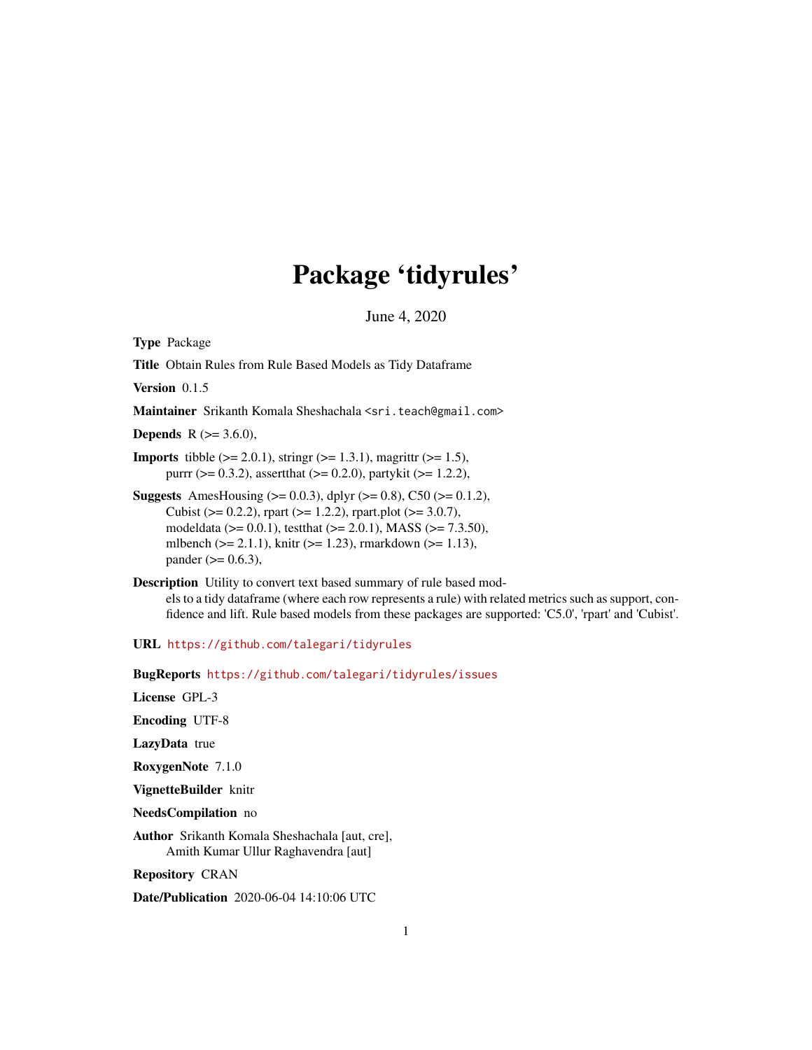# Package 'tidyrules'

June 4, 2020

**Type** Package

**Title** Obtain Rules from Rule Based Models as Tidy Dataframe

**Version** 0.1.5

**Maintainer** Srikanth Komala Sheshachala <sri.teach@gmail.com>

**Depends** R (>= 3.6.0),

**Imports** tibble (>= 2.0.1), stringr (>= 1.3.1), magrittr (>= 1.5), purrr (>= 0.3.2), assertthat (>= 0.2.0), partykit (>= 1.2.2),

**Suggests** AmesHousing (>= 0.0.3), dplyr (>= 0.8), C50 (>= 0.1.2), Cubist (>= 0.2.2), rpart (>= 1.2.2), rpart.plot (>= 3.0.7), modeldata (>= 0.0.1), testthat (>= 2.0.1), MASS (>= 7.3.50), mlbench (>= 2.1.1), knitr (>= 1.23), rmarkdown (>= 1.13), pander (>= 0.6.3),

**Description** Utility to convert text based summary of rule based models to a tidy dataframe (where each row represents a rule) with related metrics such as support, confidence and lift. Rule based models from these packages are supported: 'C5.0', 'rpart' and 'Cubist'.

**URL** https://github.com/talegari/tidyrules

**BugReports** https://github.com/talegari/tidyrules/issues

**License** GPL-3

**Encoding** UTF-8

**LazyData** true

**RoxygenNote** 7.1.0

**VignetteBuilder** knitr

**NeedsCompilation** no

**Author** Srikanth Komala Sheshachala [aut, cre], Amith Kumar Ullur Raghavendra [aut]

**Repository** CRAN

**Date/Publication** 2020-06-04 14:10:06 UTC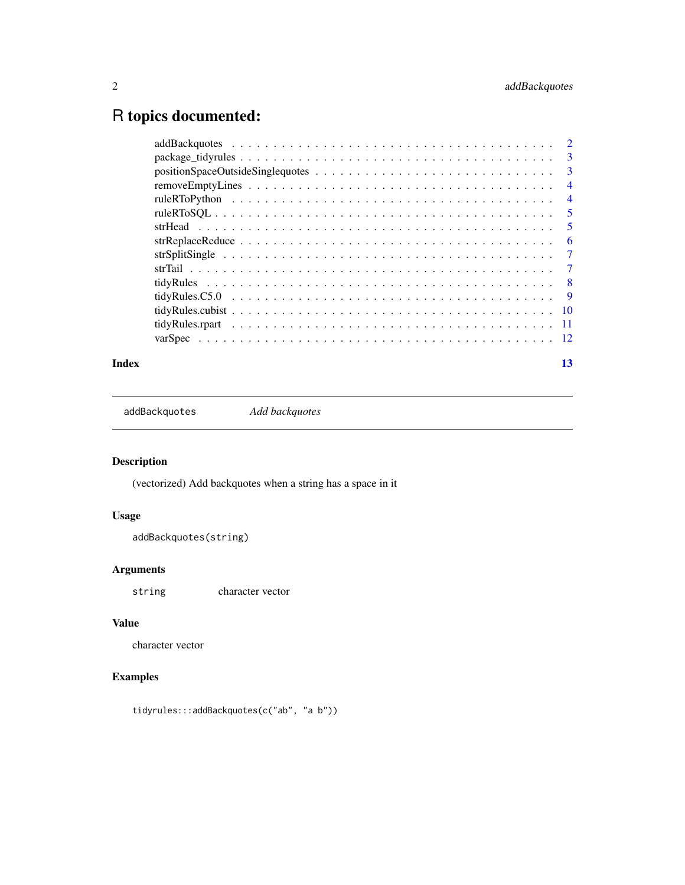# R topics documented:

addBackquotes . . . . . . . . . . . . . . . . . . . . . . . . . . . . . . . . . . . . . 2
package_tidyrules . . . . . . . . . . . . . . . . . . . . . . . . . . . . . . . . . . . . 3
positionSpaceOutsideSinglequotes . . . . . . . . . . . . . . . . . . . . . . . . . . . . 3
removeEmptyLines . . . . . . . . . . . . . . . . . . . . . . . . . . . . . . . . . . . . 4
ruleRToPython . . . . . . . . . . . . . . . . . . . . . . . . . . . . . . . . . . . . . 4
ruleRToSQL . . . . . . . . . . . . . . . . . . . . . . . . . . . . . . . . . . . . . . . 5
strHead . . . . . . . . . . . . . . . . . . . . . . . . . . . . . . . . . . . . . . . . 5
strReplaceReduce . . . . . . . . . . . . . . . . . . . . . . . . . . . . . . . . . . . . 6
strSplitSingle . . . . . . . . . . . . . . . . . . . . . . . . . . . . . . . . . . . . . 7
strTail . . . . . . . . . . . . . . . . . . . . . . . . . . . . . . . . . . . . . . . . 7
tidyRules . . . . . . . . . . . . . . . . . . . . . . . . . . . . . . . . . . . . . . . 8
tidyRules.C5.0 . . . . . . . . . . . . . . . . . . . . . . . . . . . . . . . . . . . . 9
tidyRules.cubist . . . . . . . . . . . . . . . . . . . . . . . . . . . . . . . . . . . . 10
tidyRules.rpart . . . . . . . . . . . . . . . . . . . . . . . . . . . . . . . . . . . . 11
varSpec . . . . . . . . . . . . . . . . . . . . . . . . . . . . . . . . . . . . . . . . 12

**Index** **13**

---

`addBackquotes` *Add backquotes*

---

## Description

(vectorized) Add backquotes when a string has a space in it

## Usage

```
addBackquotes(string)
```

## Arguments

| | |
|---|---|
| `string` | character vector |

## Value

character vector

## Examples

```
tidyrules:::addBackquotes(c("ab", "a b"))
```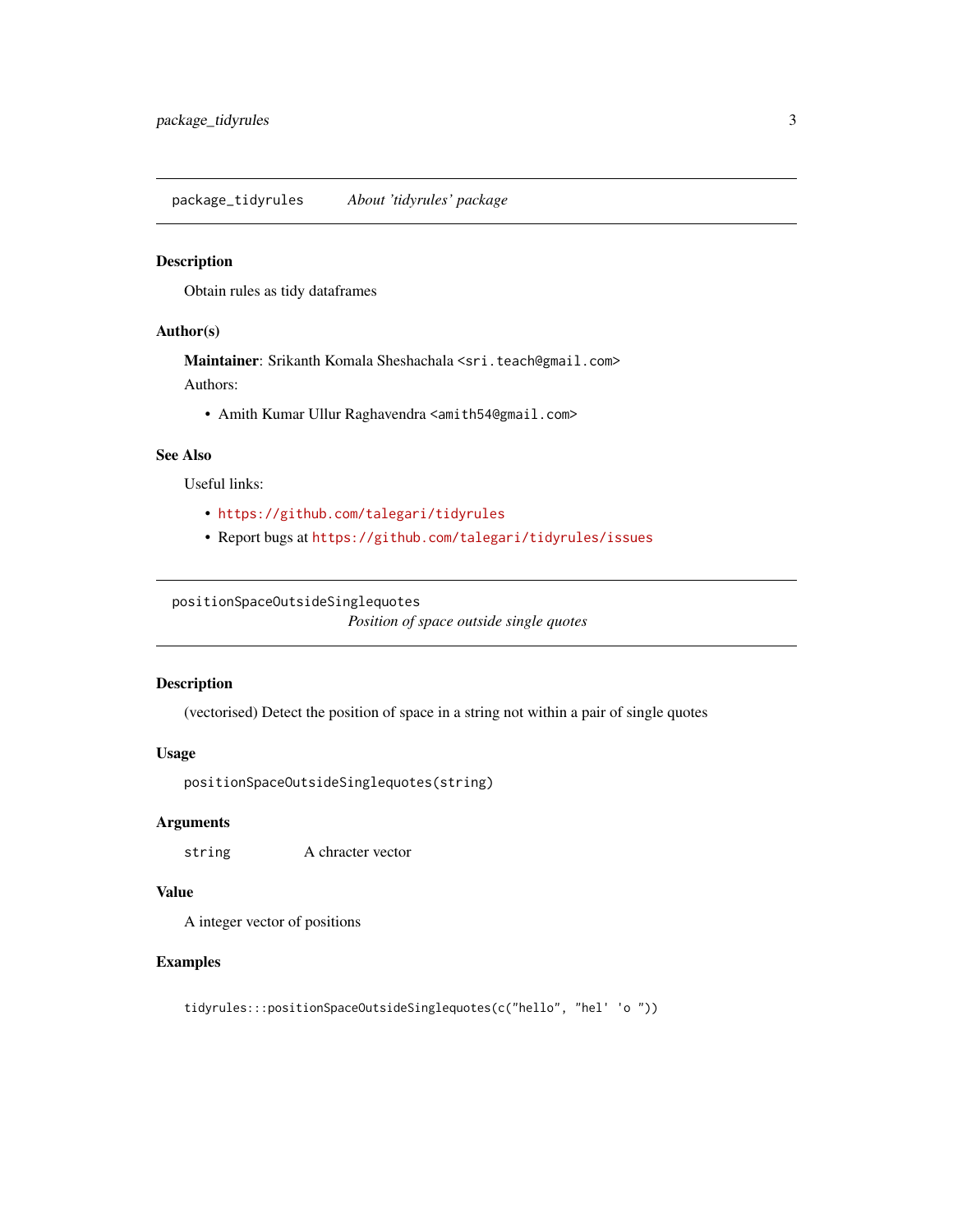## package_tidyrules — *About 'tidyrules' package*

### Description

Obtain rules as tidy dataframes

### Author(s)

**Maintainer**: Srikanth Komala Sheshachala <sri.teach@gmail.com>

Authors:

- Amith Kumar Ullur Raghavendra <amith54@gmail.com>

### See Also

Useful links:

- https://github.com/talegari/tidyrules
- Report bugs at https://github.com/talegari/tidyrules/issues

## positionSpaceOutsideSinglequotes — *Position of space outside single quotes*

### Description

(vectorised) Detect the position of space in a string not within a pair of single quotes

### Usage

```
positionSpaceOutsideSinglequotes(string)
```

### Arguments

| | |
|---|---|
| `string` | A chracter vector |

### Value

A integer vector of positions

### Examples

```
tidyrules:::positionSpaceOutsideSinglequotes(c("hello", "hel' 'o "))
```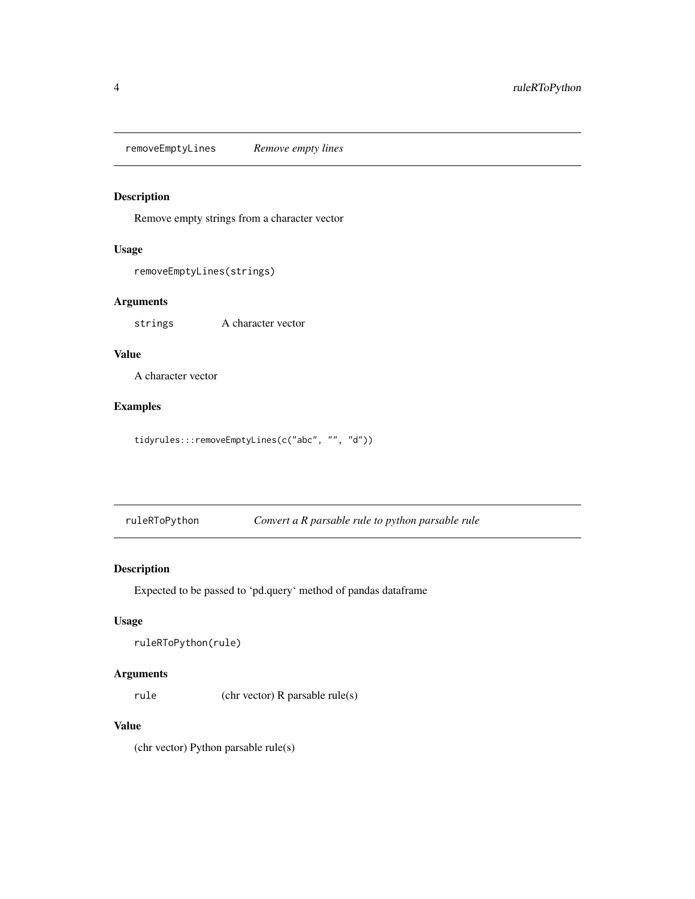## removeEmptyLines *Remove empty lines*

### Description

Remove empty strings from a character vector

### Usage

```
removeEmptyLines(strings)
```

### Arguments

| | |
|---|---|
| `strings` | A character vector |

### Value

A character vector

### Examples

```
tidyrules:::removeEmptyLines(c("abc", "", "d"))
```

## ruleRToPython *Convert a R parsable rule to python parsable rule*

### Description

Expected to be passed to 'pd.query' method of pandas dataframe

### Usage

```
ruleRToPython(rule)
```

### Arguments

| | |
|---|---|
| `rule` | (chr vector) R parsable rule(s) |

### Value

(chr vector) Python parsable rule(s)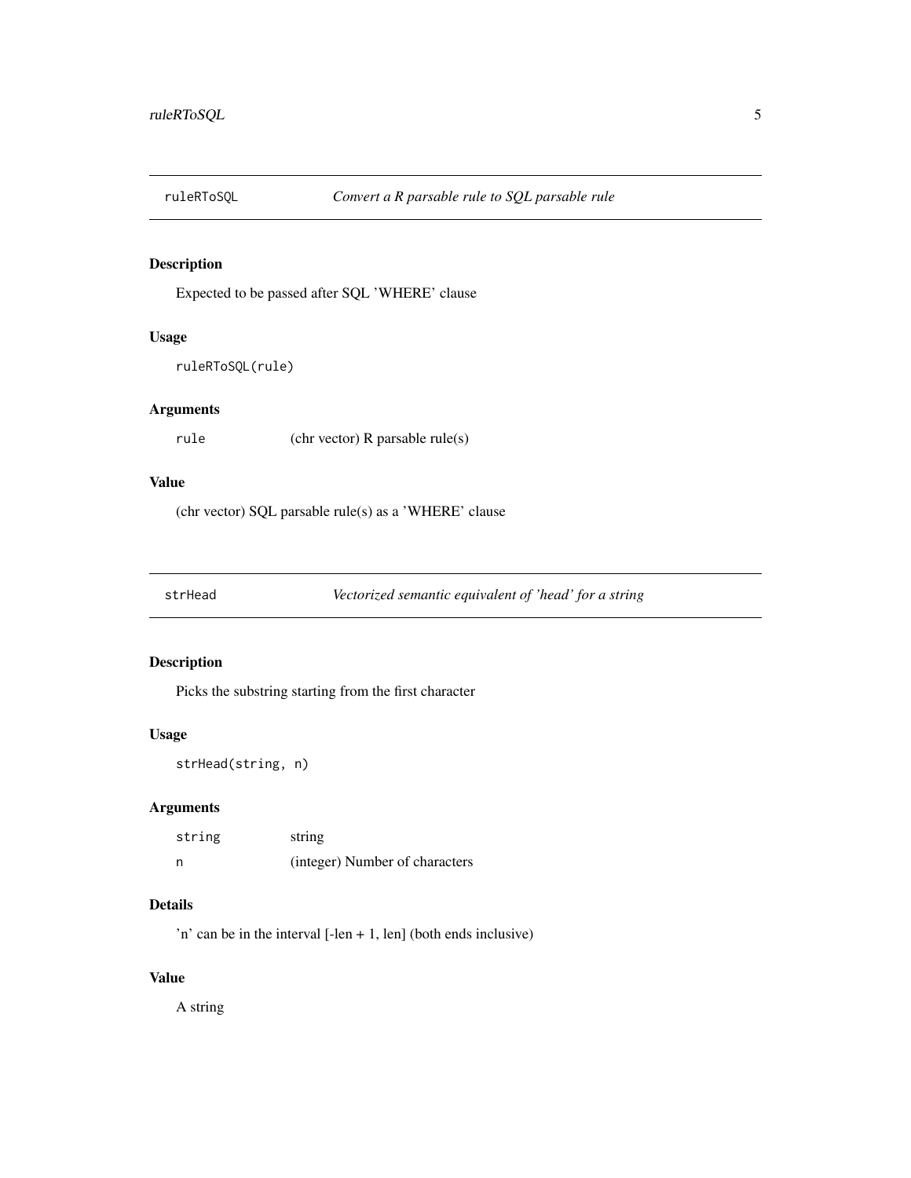## ruleRToSQL — *Convert a R parsable rule to SQL parsable rule*

### Description

Expected to be passed after SQL 'WHERE' clause

### Usage

```
ruleRToSQL(rule)
```

### Arguments

| | |
|---|---|
| `rule` | (chr vector) R parsable rule(s) |

### Value

(chr vector) SQL parsable rule(s) as a 'WHERE' clause

## strHead — *Vectorized semantic equivalent of 'head' for a string*

### Description

Picks the substring starting from the first character

### Usage

```
strHead(string, n)
```

### Arguments

| | |
|---|---|
| `string` | string |
| `n` | (integer) Number of characters |

### Details

'n' can be in the interval [-len + 1, len] (both ends inclusive)

### Value

A string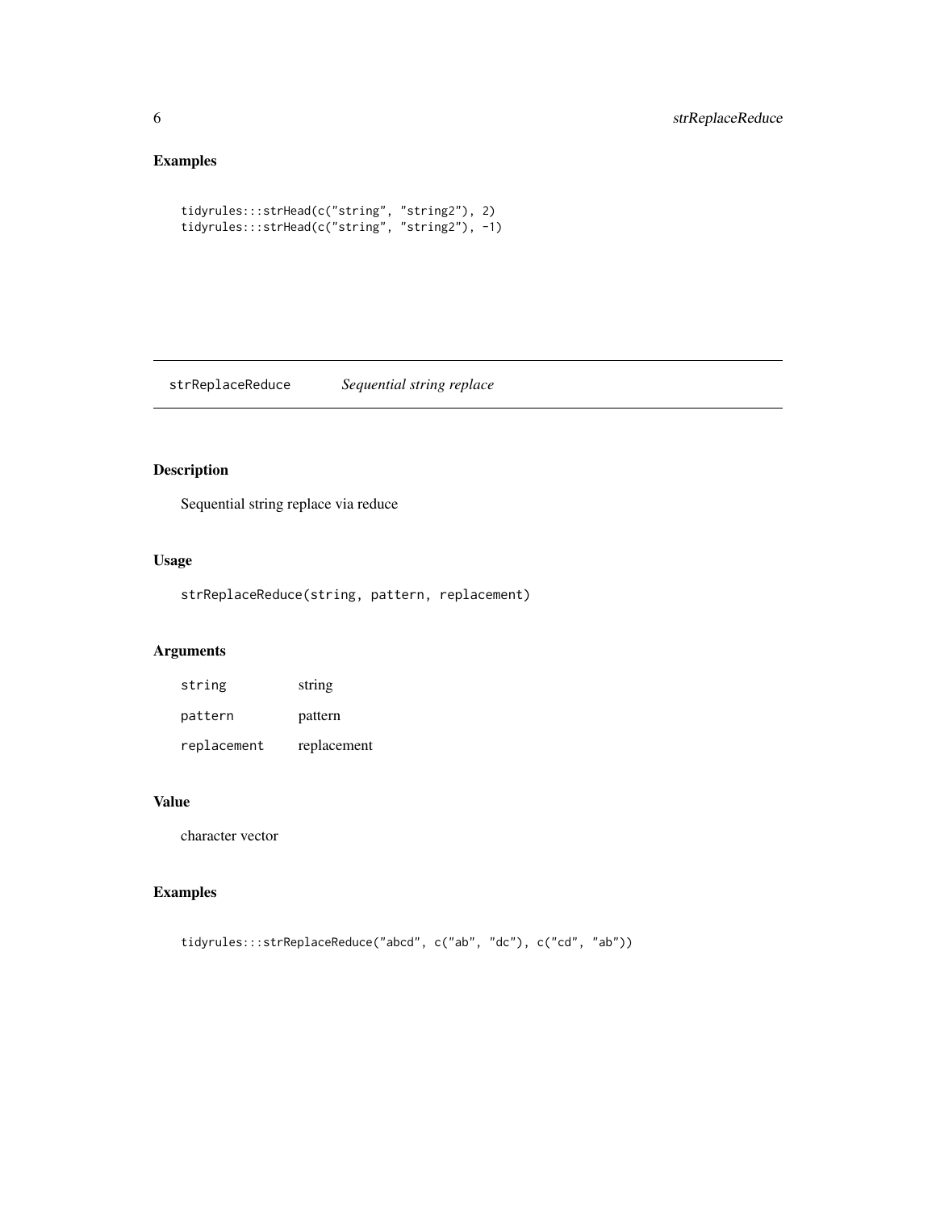### Examples

```
tidyrules:::strHead(c("string", "string2"), 2)
tidyrules:::strHead(c("string", "string2"), -1)
```

---

## strReplaceReduce *Sequential string replace*

---

### Description

Sequential string replace via reduce

### Usage

```
strReplaceReduce(string, pattern, replacement)
```

### Arguments

| | |
|---|---|
| `string` | string |
| `pattern` | pattern |
| `replacement` | replacement |

### Value

character vector

### Examples

```
tidyrules:::strReplaceReduce("abcd", c("ab", "dc"), c("cd", "ab"))
```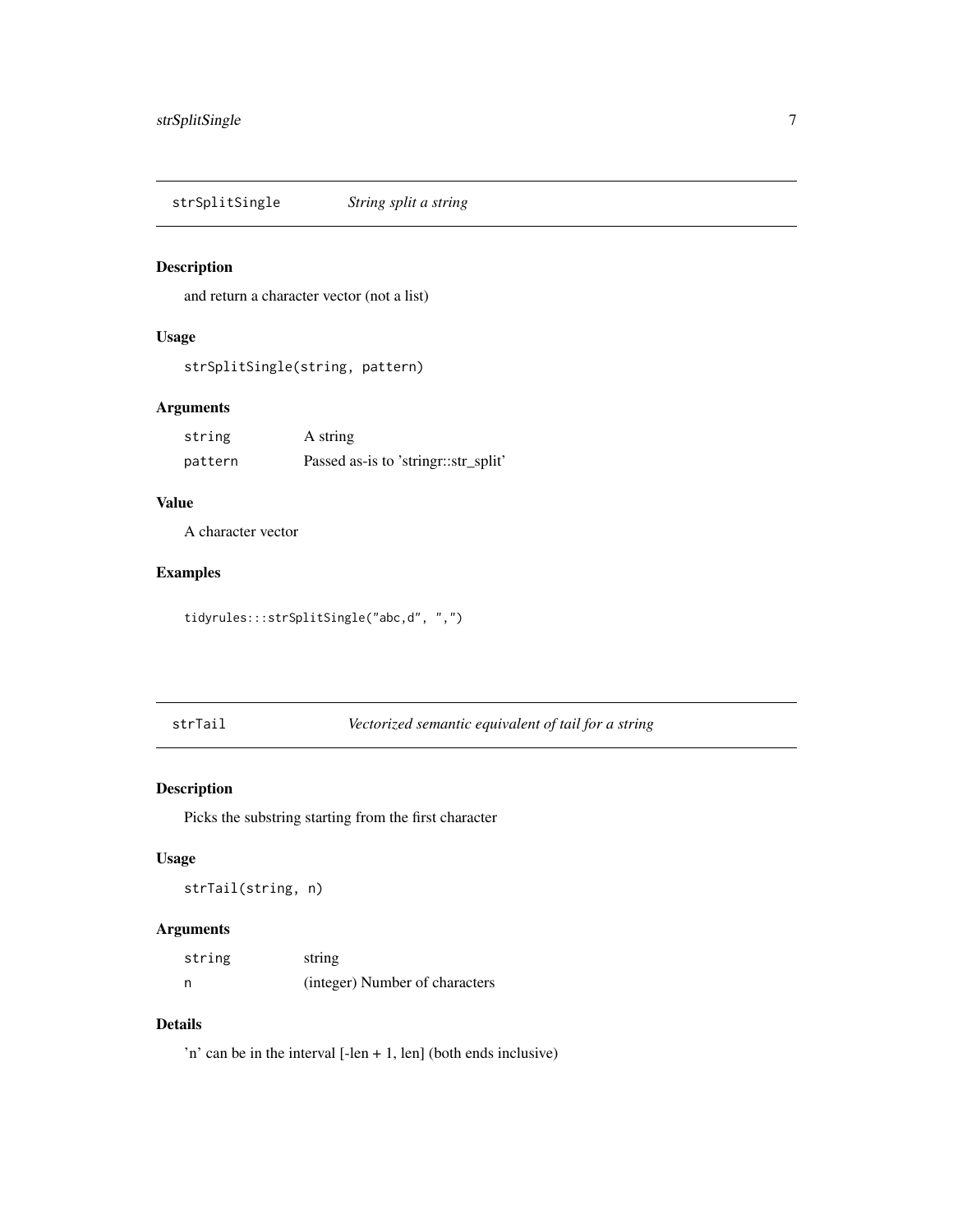## strSplitSingle — *String split a string*

### Description

and return a character vector (not a list)

### Usage

```
strSplitSingle(string, pattern)
```

### Arguments

| | |
|---|---|
| `string` | A string |
| `pattern` | Passed as-is to 'stringr::str_split' |

### Value

A character vector

### Examples

```
tidyrules:::strSplitSingle("abc,d", ",")
```

## strTail — *Vectorized semantic equivalent of tail for a string*

### Description

Picks the substring starting from the first character

### Usage

```
strTail(string, n)
```

### Arguments

| | |
|---|---|
| `string` | string |
| `n` | (integer) Number of characters |

### Details

'n' can be in the interval [-len + 1, len] (both ends inclusive)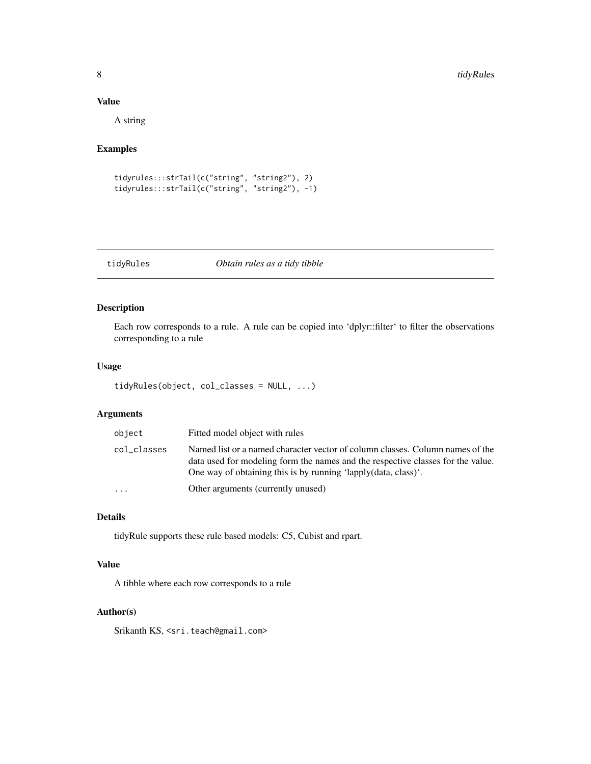### Value

A string

### Examples

```
tidyrules:::strTail(c("string", "string2"), 2)
tidyrules:::strTail(c("string", "string2"), -1)
```

---

## tidyRules &nbsp;&nbsp;&nbsp;&nbsp; *Obtain rules as a tidy tibble*

---

### Description

Each row corresponds to a rule. A rule can be copied into 'dplyr::filter' to filter the observations corresponding to a rule

### Usage

```
tidyRules(object, col_classes = NULL, ...)
```

### Arguments

| | |
|---|---|
| `object` | Fitted model object with rules |
| `col_classes` | Named list or a named character vector of column classes. Column names of the data used for modeling form the names and the respective classes for the value. One way of obtaining this is by running 'lapply(data, class)'. |
| `...` | Other arguments (currently unused) |

### Details

tidyRule supports these rule based models: C5, Cubist and rpart.

### Value

A tibble where each row corresponds to a rule

### Author(s)

Srikanth KS, `<sri.teach@gmail.com>`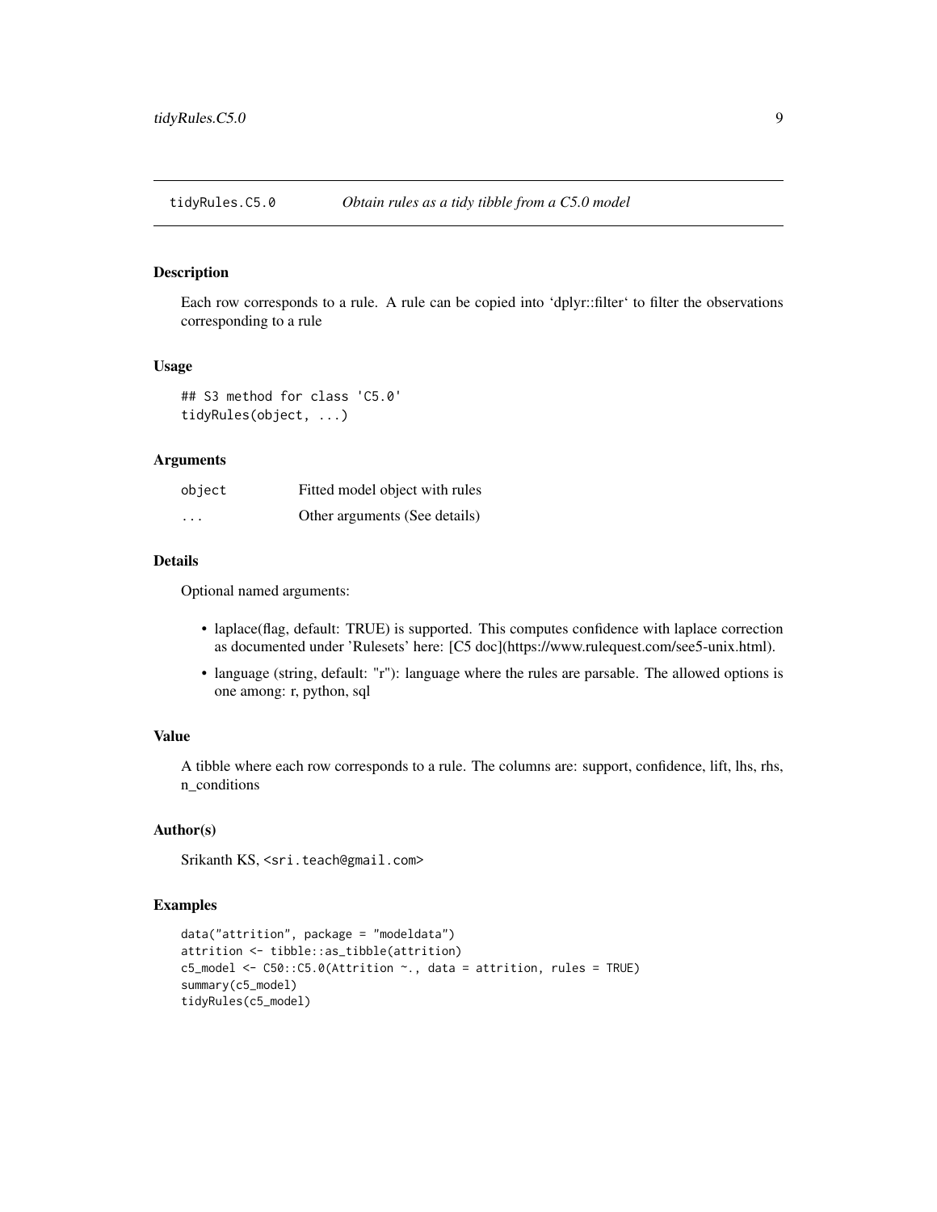## tidyRules.C5.0 — *Obtain rules as a tidy tibble from a C5.0 model*

### Description

Each row corresponds to a rule. A rule can be copied into 'dplyr::filter' to filter the observations corresponding to a rule

### Usage

```
## S3 method for class 'C5.0'
tidyRules(object, ...)
```

### Arguments

| | |
|---|---|
| object | Fitted model object with rules |
| ... | Other arguments (See details) |

### Details

Optional named arguments:

- laplace(flag, default: TRUE) is supported. This computes confidence with laplace correction as documented under 'Rulesets' here: [C5 doc](https://www.rulequest.com/see5-unix.html).
- language (string, default: "r"): language where the rules are parsable. The allowed options is one among: r, python, sql

### Value

A tibble where each row corresponds to a rule. The columns are: support, confidence, lift, lhs, rhs, n_conditions

### Author(s)

Srikanth KS, <sri.teach@gmail.com>

### Examples

```
data("attrition", package = "modeldata")
attrition <- tibble::as_tibble(attrition)
c5_model <- C50::C5.0(Attrition ~., data = attrition, rules = TRUE)
summary(c5_model)
tidyRules(c5_model)
```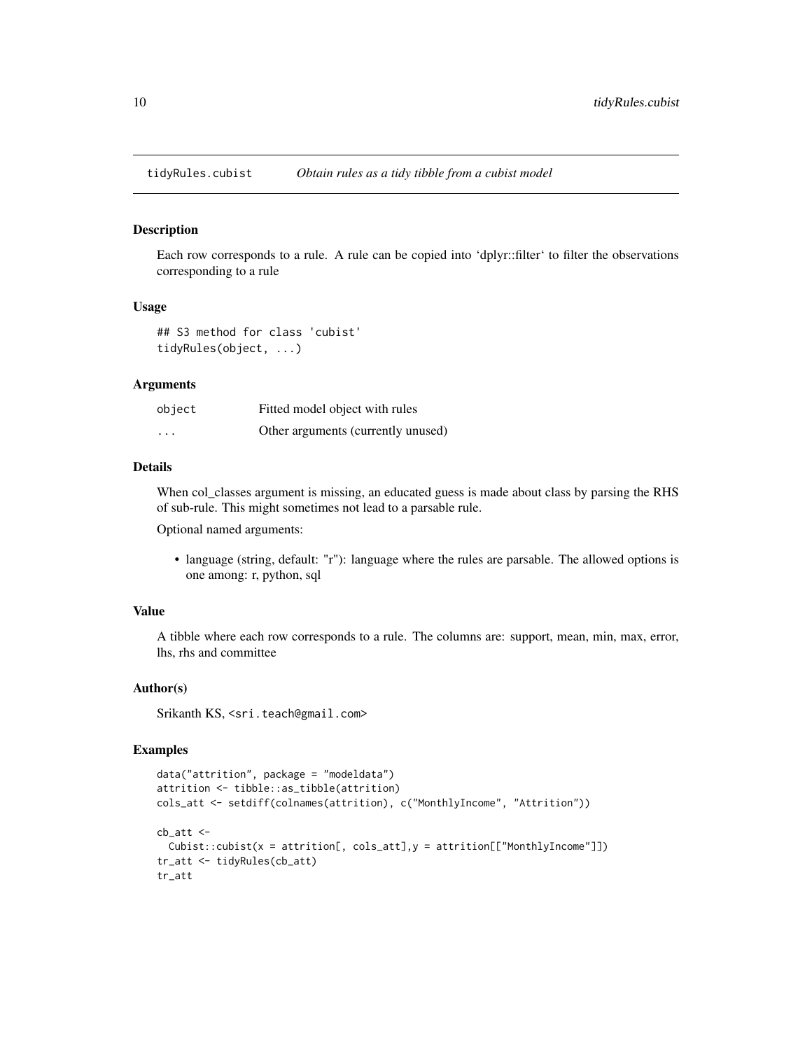# tidyRules.cubist — *Obtain rules as a tidy tibble from a cubist model*

## Description

Each row corresponds to a rule. A rule can be copied into 'dplyr::filter' to filter the observations corresponding to a rule

## Usage

```
## S3 method for class 'cubist'
tidyRules(object, ...)
```

## Arguments

| | |
|---|---|
| object | Fitted model object with rules |
| ... | Other arguments (currently unused) |

## Details

When col_classes argument is missing, an educated guess is made about class by parsing the RHS of sub-rule. This might sometimes not lead to a parsable rule.

Optional named arguments:

- language (string, default: "r"): language where the rules are parsable. The allowed options is one among: r, python, sql

## Value

A tibble where each row corresponds to a rule. The columns are: support, mean, min, max, error, lhs, rhs and committee

## Author(s)

Srikanth KS, <sri.teach@gmail.com>

## Examples

```
data("attrition", package = "modeldata")
attrition <- tibble::as_tibble(attrition)
cols_att <- setdiff(colnames(attrition), c("MonthlyIncome", "Attrition"))

cb_att <-
  Cubist::cubist(x = attrition[, cols_att],y = attrition[["MonthlyIncome"]])
tr_att <- tidyRules(cb_att)
tr_att
```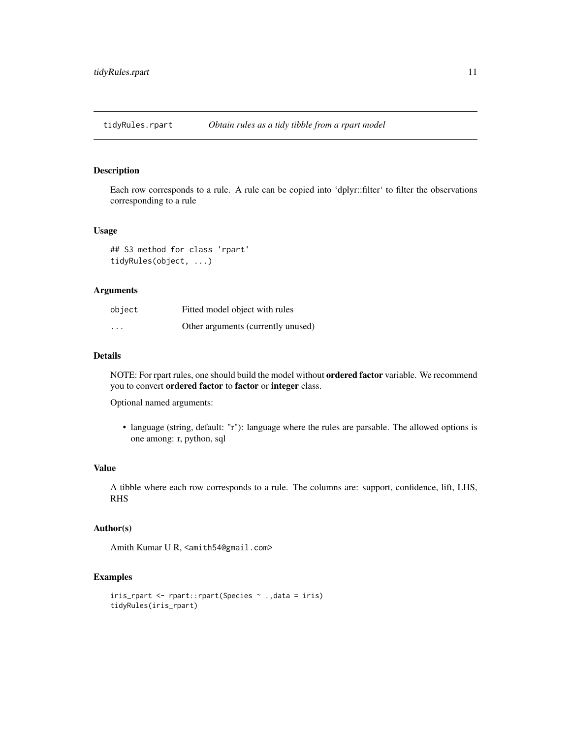# tidyRules.rpart *Obtain rules as a tidy tibble from a rpart model*

## Description

Each row corresponds to a rule. A rule can be copied into 'dplyr::filter' to filter the observations corresponding to a rule

## Usage

```
## S3 method for class 'rpart'
tidyRules(object, ...)
```

## Arguments

| | |
|---|---|
| object | Fitted model object with rules |
| ... | Other arguments (currently unused) |

## Details

NOTE: For rpart rules, one should build the model without **ordered factor** variable. We recommend you to convert **ordered factor** to **factor** or **integer** class.

Optional named arguments:

- language (string, default: "r"): language where the rules are parsable. The allowed options is one among: r, python, sql

## Value

A tibble where each row corresponds to a rule. The columns are: support, confidence, lift, LHS, RHS

## Author(s)

Amith Kumar U R, <amith54@gmail.com>

## Examples

```
iris_rpart <- rpart::rpart(Species ~ .,data = iris)
tidyRules(iris_rpart)
```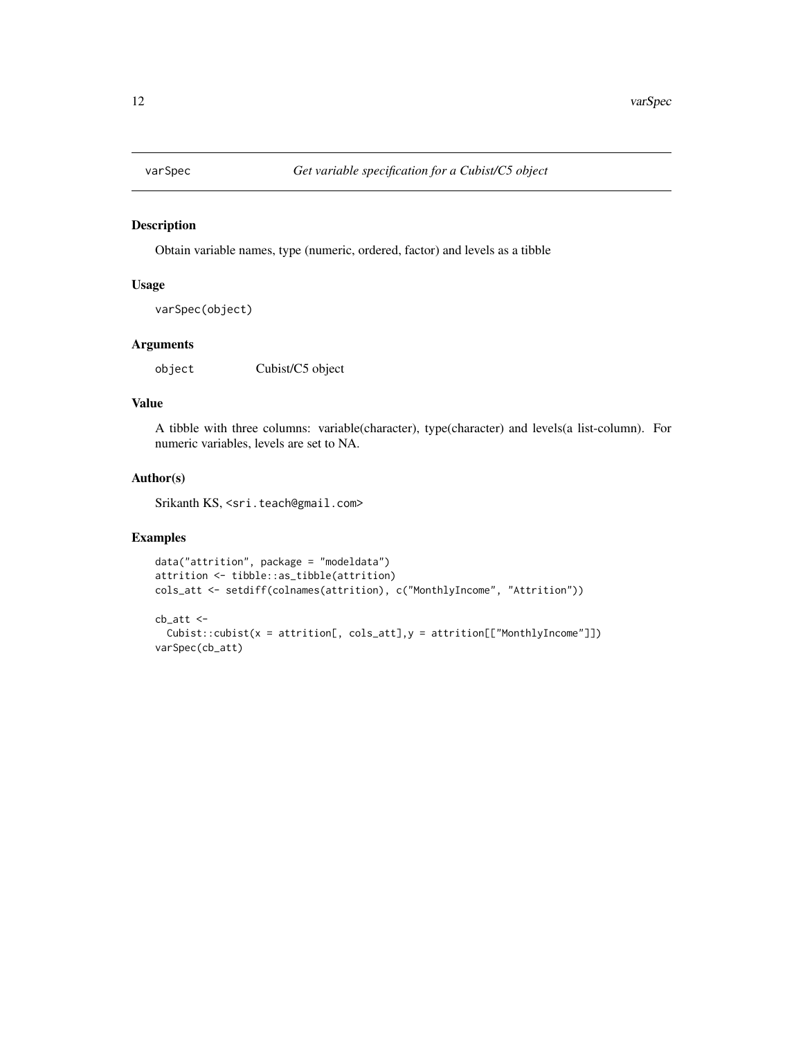# varSpec — *Get variable specification for a Cubist/C5 object*

## Description

Obtain variable names, type (numeric, ordered, factor) and levels as a tibble

## Usage

```
varSpec(object)
```

## Arguments

| | |
|---|---|
| object | Cubist/C5 object |

## Value

A tibble with three columns: variable(character), type(character) and levels(a list-column). For numeric variables, levels are set to NA.

## Author(s)

Srikanth KS, <sri.teach@gmail.com>

## Examples

```
data("attrition", package = "modeldata")
attrition <- tibble::as_tibble(attrition)
cols_att <- setdiff(colnames(attrition), c("MonthlyIncome", "Attrition"))

cb_att <-
  Cubist::cubist(x = attrition[, cols_att],y = attrition[["MonthlyIncome"]])
varSpec(cb_att)
```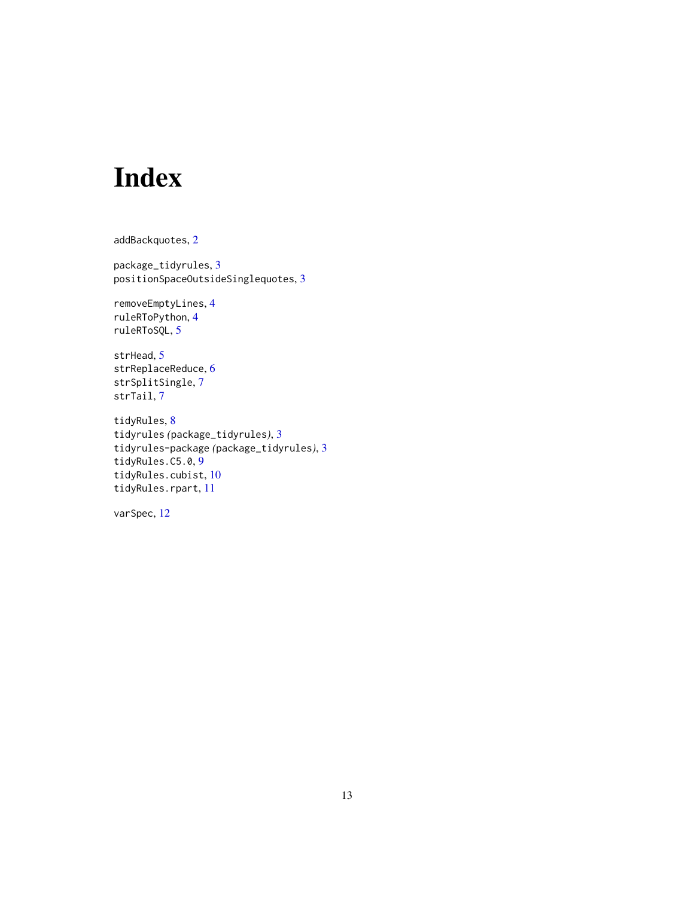# Index

addBackquotes, 2

package_tidyrules, 3
positionSpaceOutsideSinglequotes, 3

removeEmptyLines, 4
ruleRToPython, 4
ruleRToSQL, 5

strHead, 5
strReplaceReduce, 6
strSplitSingle, 7
strTail, 7

tidyRules, 8
tidyrules *(*package_tidyrules*)*, 3
tidyrules-package *(*package_tidyrules*)*, 3
tidyRules.C5.0, 9
tidyRules.cubist, 10
tidyRules.rpart, 11

varSpec, 12